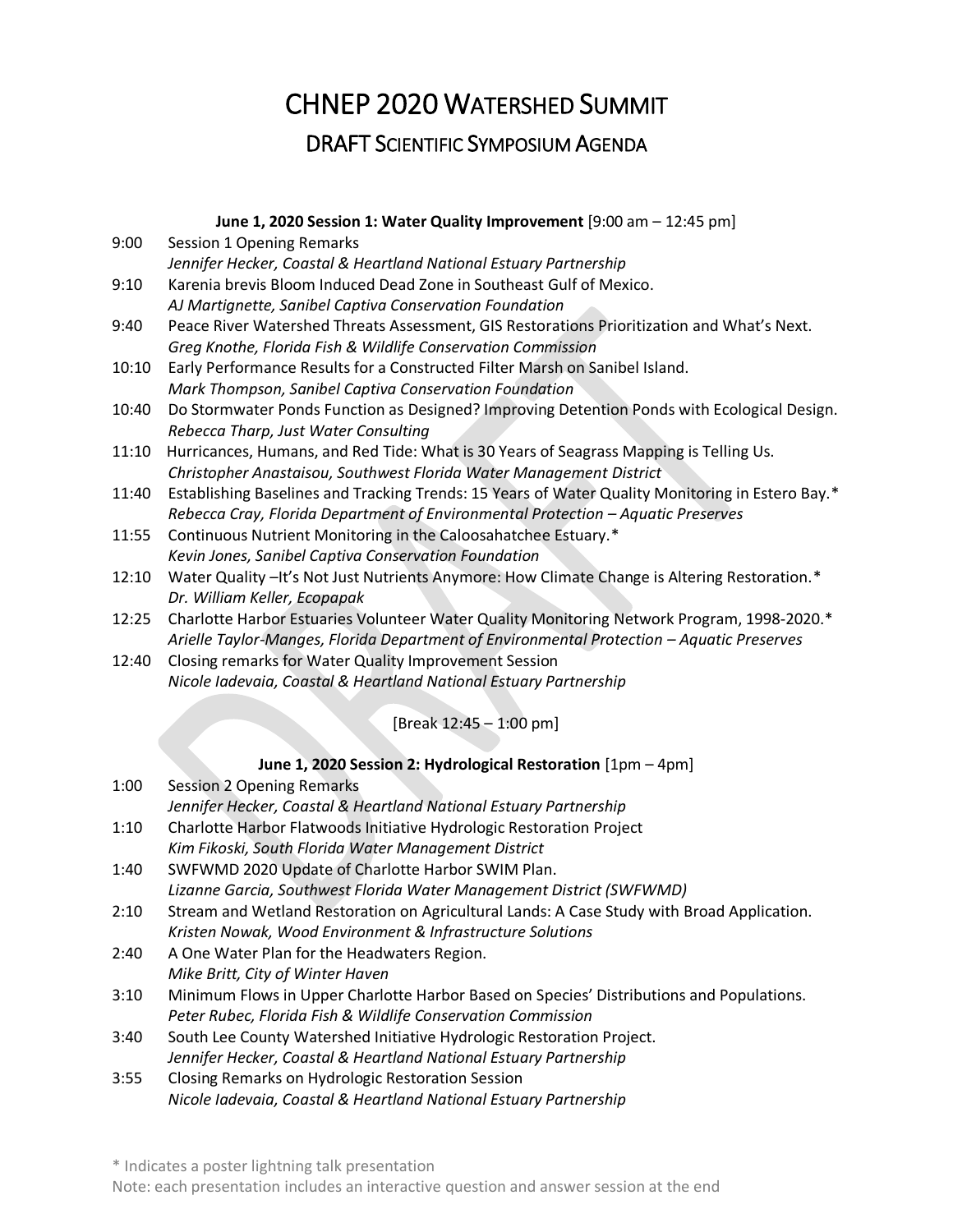# CHNEP 2020 Watershed Summit

## DRAFT Scientific Symposium Agenda

**June 1, 2020 Session 1: Water Quality Improvement** [9:00 am – 12:45 pm]

9:00 Session 1 Opening Remarks
*Jennifer Hecker, Coastal & Heartland National Estuary Partnership*

9:10 Karenia brevis Bloom Induced Dead Zone in Southeast Gulf of Mexico.
*AJ Martignette, Sanibel Captiva Conservation Foundation*

9:40 Peace River Watershed Threats Assessment, GIS Restorations Prioritization and What's Next.
*Greg Knothe, Florida Fish & Wildlife Conservation Commission*

10:10 Early Performance Results for a Constructed Filter Marsh on Sanibel Island.
*Mark Thompson, Sanibel Captiva Conservation Foundation*

10:40 Do Stormwater Ponds Function as Designed? Improving Detention Ponds with Ecological Design.
*Rebecca Tharp, Just Water Consulting*

11:10 Hurricanes, Humans, and Red Tide: What is 30 Years of Seagrass Mapping is Telling Us.
*Christopher Anastaisou, Southwest Florida Water Management District*

11:40 Establishing Baselines and Tracking Trends: 15 Years of Water Quality Monitoring in Estero Bay.*
*Rebecca Cray, Florida Department of Environmental Protection – Aquatic Preserves*

11:55 Continuous Nutrient Monitoring in the Caloosahatchee Estuary.*
*Kevin Jones, Sanibel Captiva Conservation Foundation*

12:10 Water Quality –It's Not Just Nutrients Anymore: How Climate Change is Altering Restoration.*
*Dr. William Keller, Ecopapak*

12:25 Charlotte Harbor Estuaries Volunteer Water Quality Monitoring Network Program, 1998-2020.*
*Arielle Taylor-Manges, Florida Department of Environmental Protection – Aquatic Preserves*

12:40 Closing remarks for Water Quality Improvement Session
*Nicole Iadevaia, Coastal & Heartland National Estuary Partnership*

[Break 12:45 – 1:00 pm]

**June 1, 2020 Session 2: Hydrological Restoration** [1pm – 4pm]

1:00 Session 2 Opening Remarks
*Jennifer Hecker, Coastal & Heartland National Estuary Partnership*

1:10 Charlotte Harbor Flatwoods Initiative Hydrologic Restoration Project
*Kim Fikoski, South Florida Water Management District*

1:40 SWFWMD 2020 Update of Charlotte Harbor SWIM Plan.
*Lizanne Garcia, Southwest Florida Water Management District (SWFWMD)*

2:10 Stream and Wetland Restoration on Agricultural Lands: A Case Study with Broad Application.
*Kristen Nowak, Wood Environment & Infrastructure Solutions*

2:40 A One Water Plan for the Headwaters Region.
*Mike Britt, City of Winter Haven*

3:10 Minimum Flows in Upper Charlotte Harbor Based on Species' Distributions and Populations.
*Peter Rubec, Florida Fish & Wildlife Conservation Commission*

3:40 South Lee County Watershed Initiative Hydrologic Restoration Project.
*Jennifer Hecker, Coastal & Heartland National Estuary Partnership*

3:55 Closing Remarks on Hydrologic Restoration Session
*Nicole Iadevaia, Coastal & Heartland National Estuary Partnership*

\* Indicates a poster lightning talk presentation

Note: each presentation includes an interactive question and answer session at the end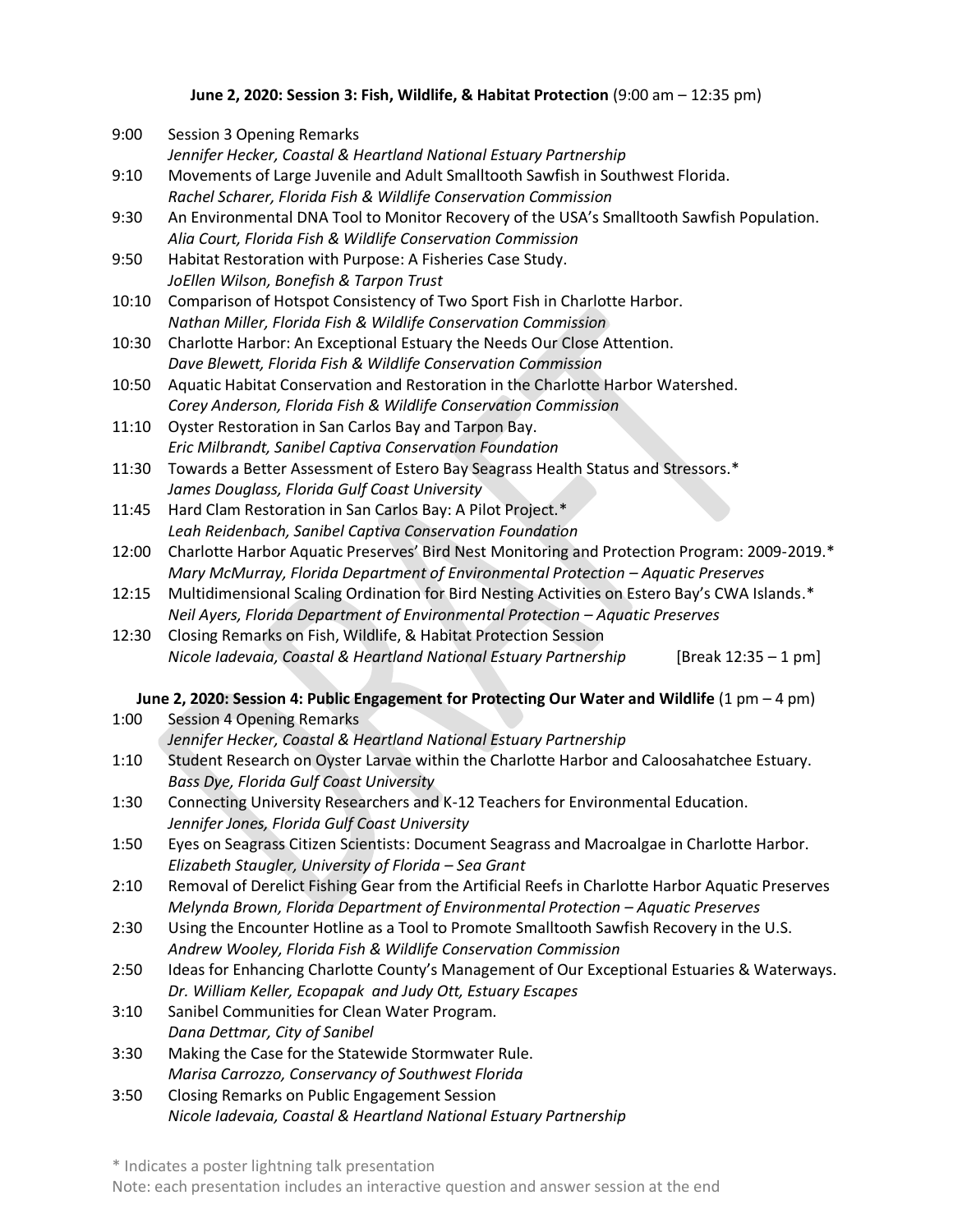**June 2, 2020: Session 3: Fish, Wildlife, & Habitat Protection** (9:00 am – 12:35 pm)

9:00 Session 3 Opening Remarks
*Jennifer Hecker, Coastal & Heartland National Estuary Partnership*

9:10 Movements of Large Juvenile and Adult Smalltooth Sawfish in Southwest Florida.
*Rachel Scharer, Florida Fish & Wildlife Conservation Commission*

9:30 An Environmental DNA Tool to Monitor Recovery of the USA's Smalltooth Sawfish Population.
*Alia Court, Florida Fish & Wildlife Conservation Commission*

9:50 Habitat Restoration with Purpose: A Fisheries Case Study.
*JoEllen Wilson, Bonefish & Tarpon Trust*

10:10 Comparison of Hotspot Consistency of Two Sport Fish in Charlotte Harbor.
*Nathan Miller, Florida Fish & Wildlife Conservation Commission*

10:30 Charlotte Harbor: An Exceptional Estuary the Needs Our Close Attention.
*Dave Blewett, Florida Fish & Wildlife Conservation Commission*

10:50 Aquatic Habitat Conservation and Restoration in the Charlotte Harbor Watershed.
*Corey Anderson, Florida Fish & Wildlife Conservation Commission*

11:10 Oyster Restoration in San Carlos Bay and Tarpon Bay.
*Eric Milbrandt, Sanibel Captiva Conservation Foundation*

11:30 Towards a Better Assessment of Estero Bay Seagrass Health Status and Stressors.*
*James Douglass, Florida Gulf Coast University*

11:45 Hard Clam Restoration in San Carlos Bay: A Pilot Project.*
*Leah Reidenbach, Sanibel Captiva Conservation Foundation*

12:00 Charlotte Harbor Aquatic Preserves' Bird Nest Monitoring and Protection Program: 2009-2019.*
*Mary McMurray, Florida Department of Environmental Protection – Aquatic Preserves*

12:15 Multidimensional Scaling Ordination for Bird Nesting Activities on Estero Bay's CWA Islands.*
*Neil Ayers, Florida Department of Environmental Protection – Aquatic Preserves*

12:30 Closing Remarks on Fish, Wildlife, & Habitat Protection Session
*Nicole Iadevaia, Coastal & Heartland National Estuary Partnership* [Break 12:35 – 1 pm]

**June 2, 2020: Session 4: Public Engagement for Protecting Our Water and Wildlife** (1 pm – 4 pm)

1:00 Session 4 Opening Remarks
*Jennifer Hecker, Coastal & Heartland National Estuary Partnership*

1:10 Student Research on Oyster Larvae within the Charlotte Harbor and Caloosahatchee Estuary.
*Bass Dye, Florida Gulf Coast University*

1:30 Connecting University Researchers and K-12 Teachers for Environmental Education.
*Jennifer Jones, Florida Gulf Coast University*

1:50 Eyes on Seagrass Citizen Scientists: Document Seagrass and Macroalgae in Charlotte Harbor.
*Elizabeth Staugler, University of Florida – Sea Grant*

2:10 Removal of Derelict Fishing Gear from the Artificial Reefs in Charlotte Harbor Aquatic Preserves
*Melynda Brown, Florida Department of Environmental Protection – Aquatic Preserves*

2:30 Using the Encounter Hotline as a Tool to Promote Smalltooth Sawfish Recovery in the U.S.
*Andrew Wooley, Florida Fish & Wildlife Conservation Commission*

2:50 Ideas for Enhancing Charlotte County's Management of Our Exceptional Estuaries & Waterways.
*Dr. William Keller, Ecopapak and Judy Ott, Estuary Escapes*

3:10 Sanibel Communities for Clean Water Program.
*Dana Dettmar, City of Sanibel*

3:30 Making the Case for the Statewide Stormwater Rule.
*Marisa Carrozzo, Conservancy of Southwest Florida*

3:50 Closing Remarks on Public Engagement Session
*Nicole Iadevaia, Coastal & Heartland National Estuary Partnership*

\* Indicates a poster lightning talk presentation

Note: each presentation includes an interactive question and answer session at the end